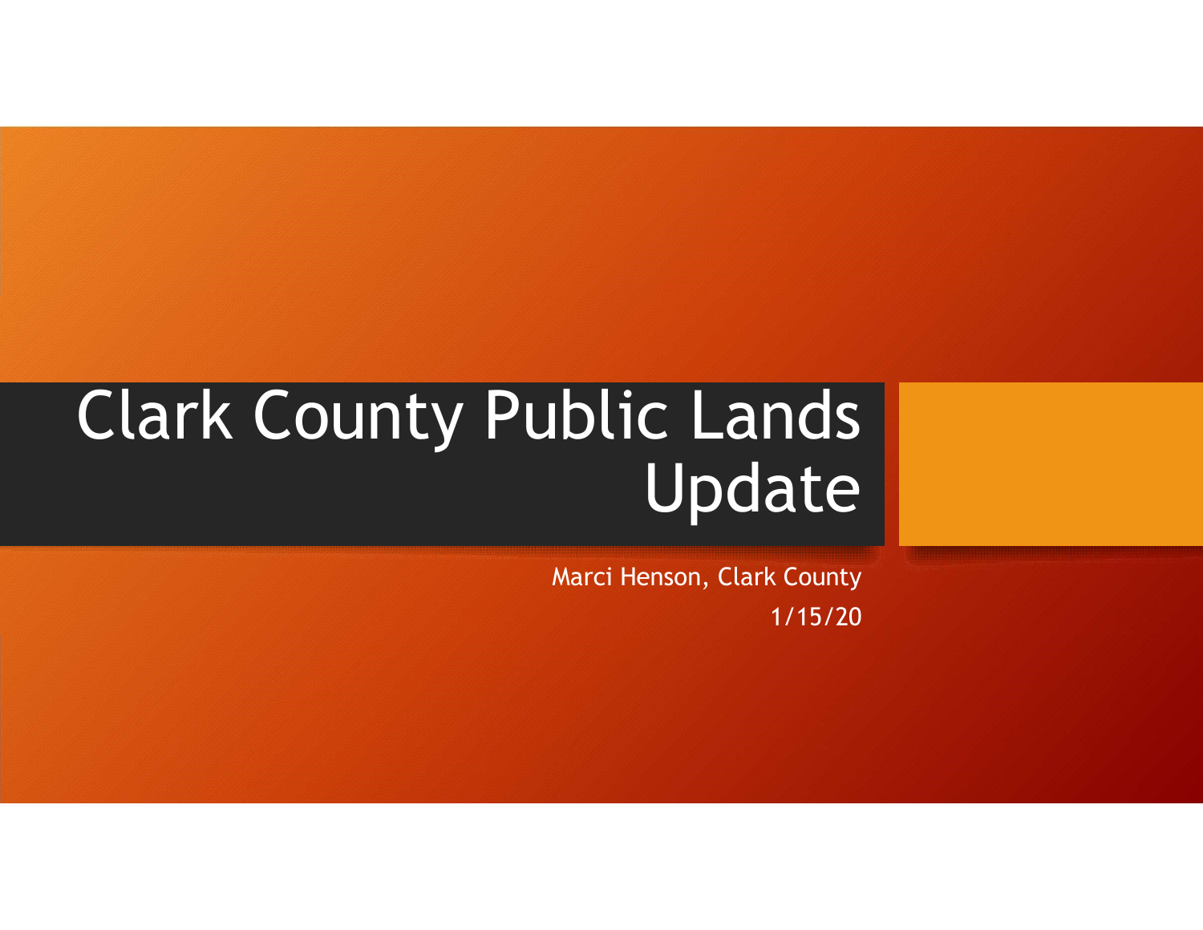# Clark County Public Lands Update

Marci Henson, Clark County

1/15/20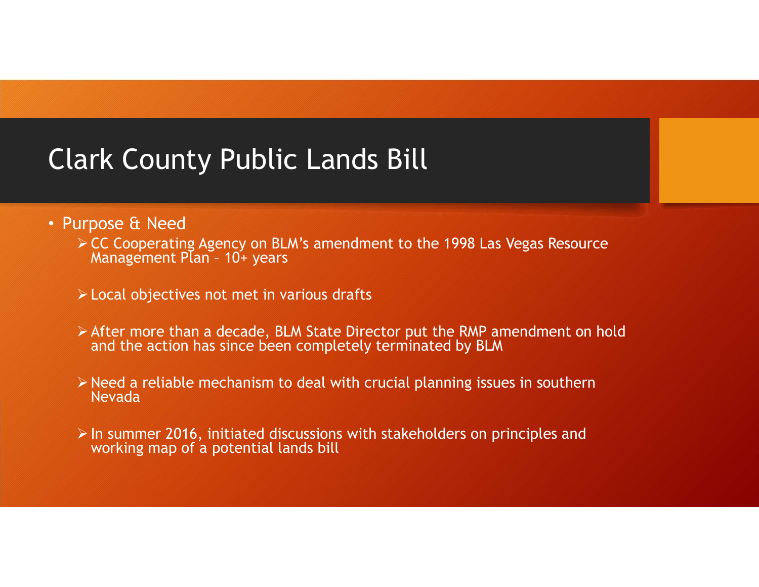# Clark County Public Lands Bill

- Purpose & Need
  - CC Cooperating Agency on BLM's amendment to the 1998 Las Vegas Resource Management Plan – 10+ years
  - Local objectives not met in various drafts
  - After more than a decade, BLM State Director put the RMP amendment on hold and the action has since been completely terminated by BLM
  - Need a reliable mechanism to deal with crucial planning issues in southern Nevada
  - In summer 2016, initiated discussions with stakeholders on principles and working map of a potential lands bill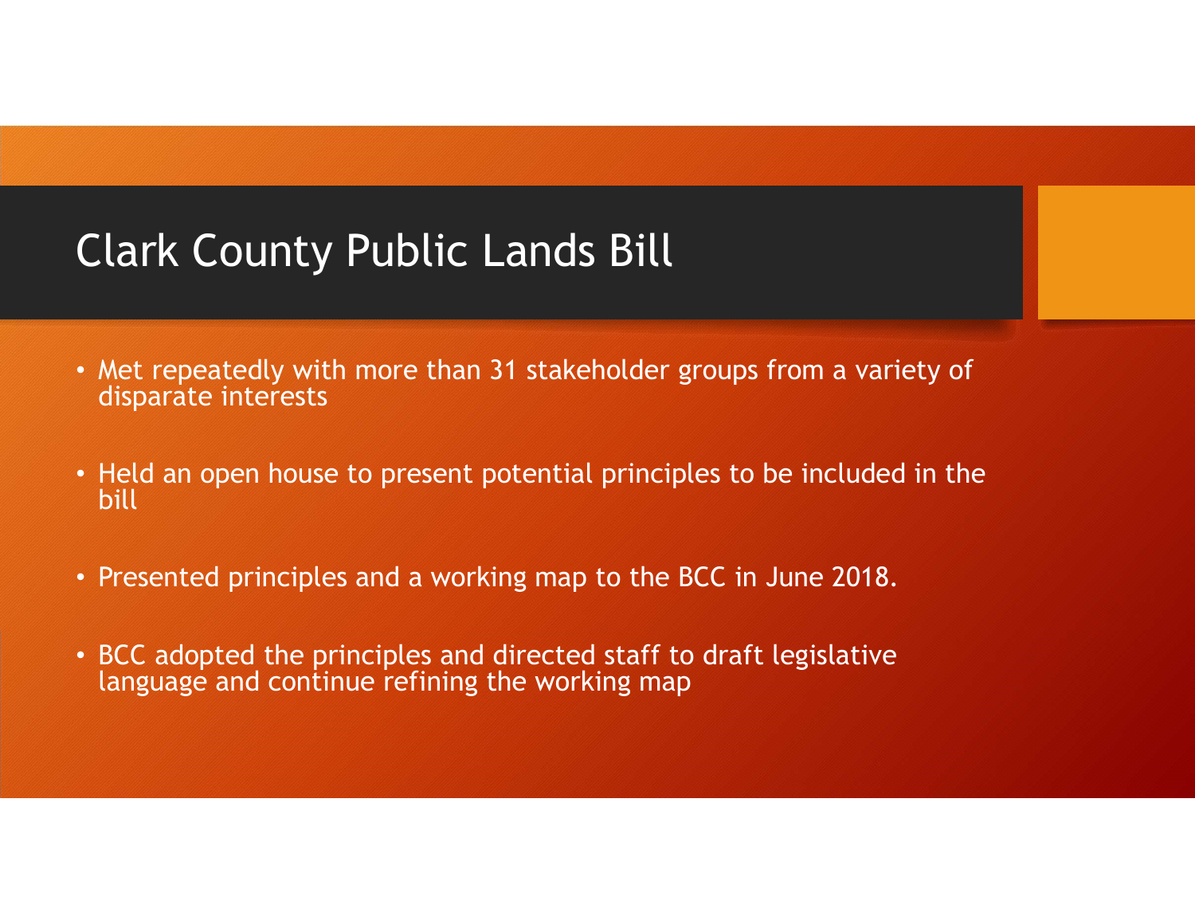# Clark County Public Lands Bill

- Met repeatedly with more than 31 stakeholder groups from a variety of disparate interests
- Held an open house to present potential principles to be included in the bill
- Presented principles and a working map to the BCC in June 2018.
- BCC adopted the principles and directed staff to draft legislative language and continue refining the working map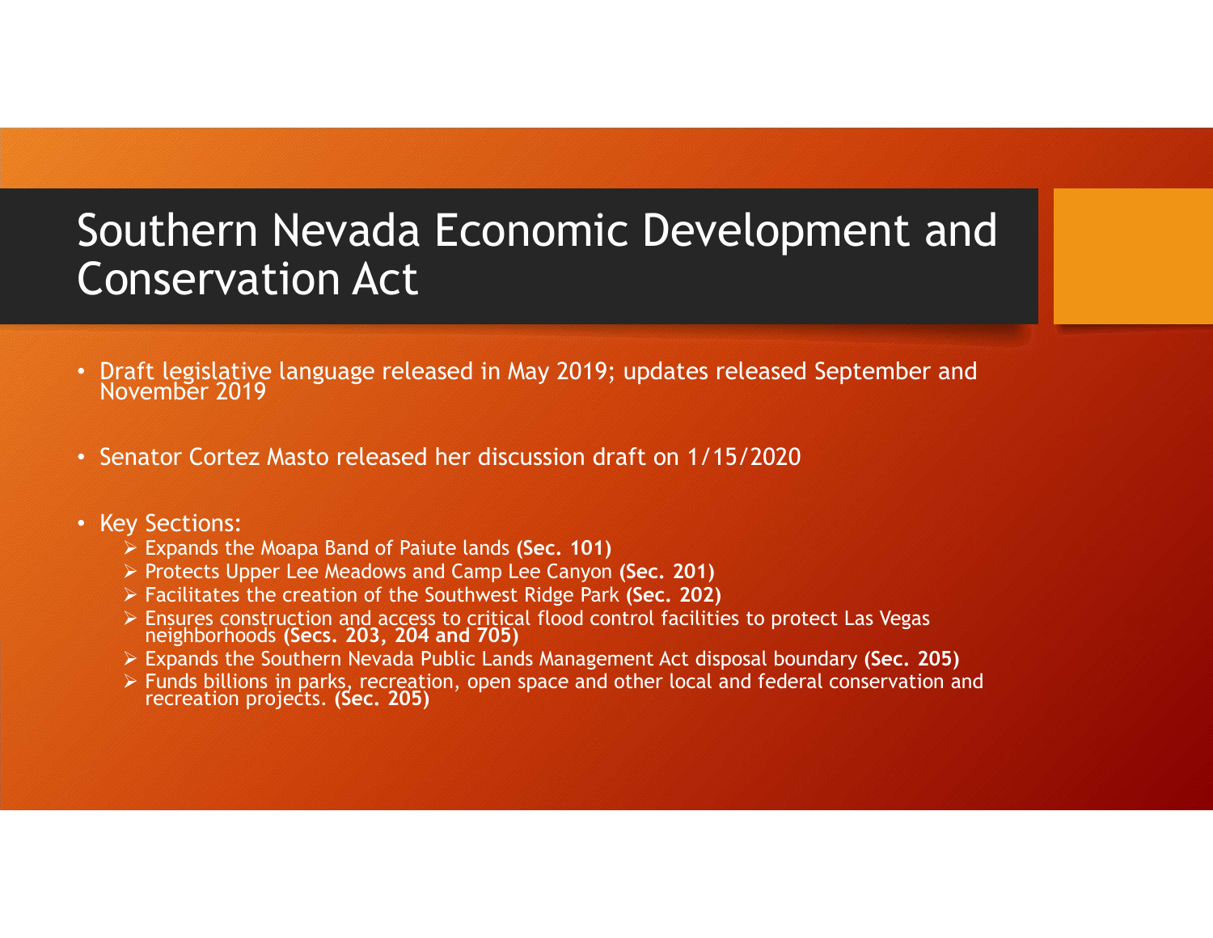# Southern Nevada Economic Development and Conservation Act

- Draft legislative language released in May 2019; updates released September and November 2019
- Senator Cortez Masto released her discussion draft on 1/15/2020
- Key Sections:
  - Expands the Moapa Band of Paiute lands **(Sec. 101)**
  - Protects Upper Lee Meadows and Camp Lee Canyon **(Sec. 201)**
  - Facilitates the creation of the Southwest Ridge Park **(Sec. 202)**
  - Ensures construction and access to critical flood control facilities to protect Las Vegas neighborhoods **(Secs. 203, 204 and 705)**
  - Expands the Southern Nevada Public Lands Management Act disposal boundary **(Sec. 205)**
  - Funds billions in parks, recreation, open space and other local and federal conservation and recreation projects. **(Sec. 205)**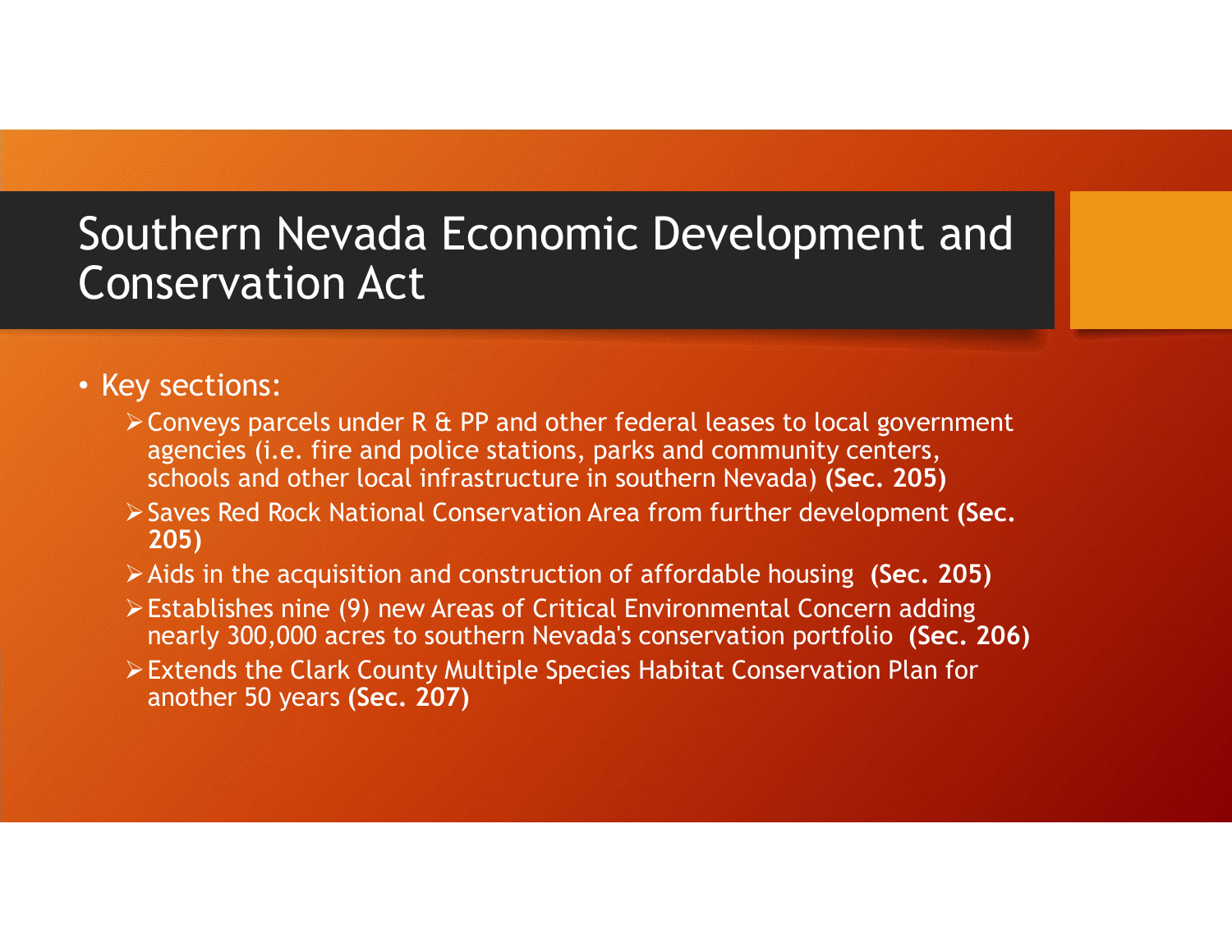# Southern Nevada Economic Development and Conservation Act

- Key sections:
  - Conveys parcels under R & PP and other federal leases to local government agencies (i.e. fire and police stations, parks and community centers, schools and other local infrastructure in southern Nevada) **(Sec. 205)**
  - Saves Red Rock National Conservation Area from further development **(Sec. 205)**
  - Aids in the acquisition and construction of affordable housing **(Sec. 205)**
  - Establishes nine (9) new Areas of Critical Environmental Concern adding nearly 300,000 acres to southern Nevada's conservation portfolio **(Sec. 206)**
  - Extends the Clark County Multiple Species Habitat Conservation Plan for another 50 years **(Sec. 207)**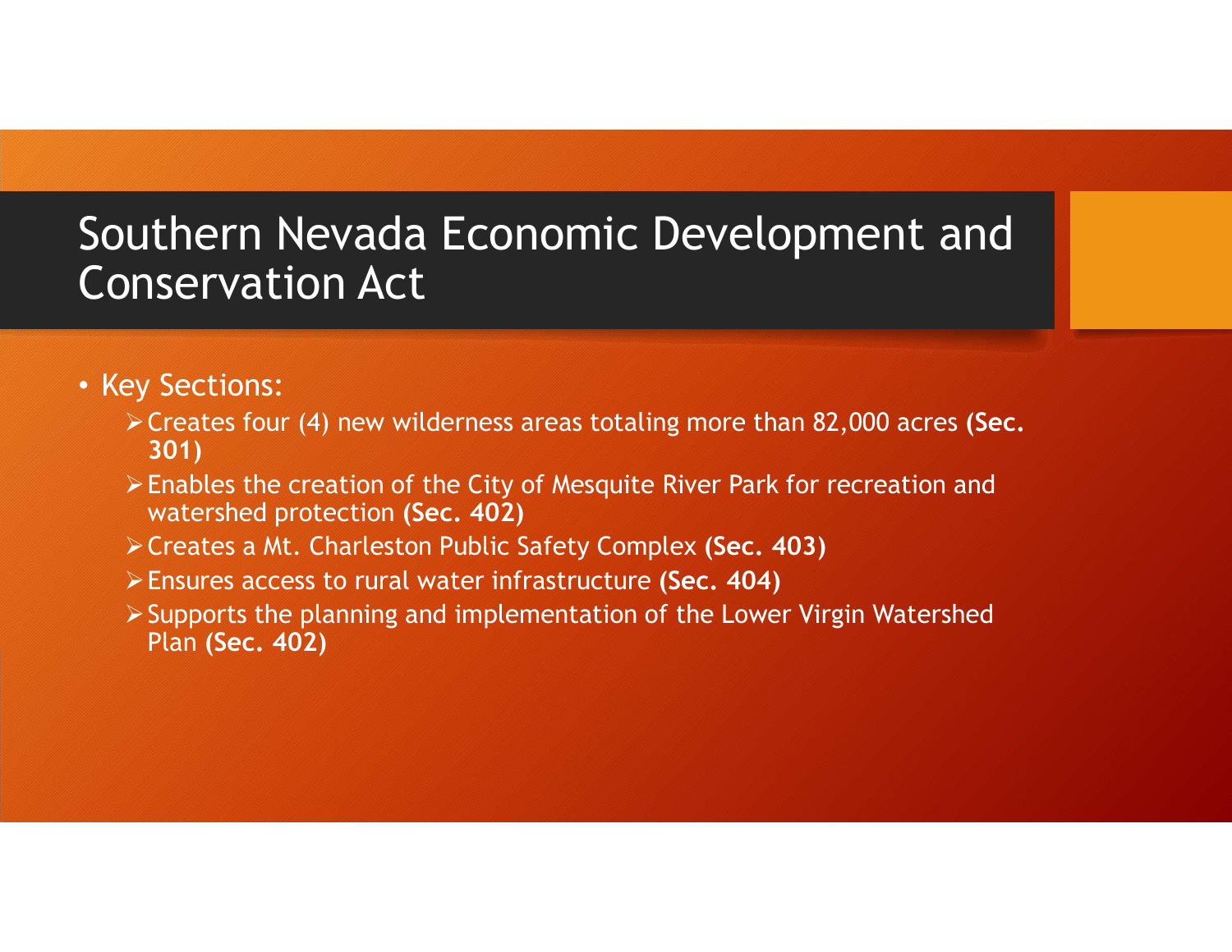# Southern Nevada Economic Development and Conservation Act

- Key Sections:
  - Creates four (4) new wilderness areas totaling more than 82,000 acres **(Sec. 301)**
  - Enables the creation of the City of Mesquite River Park for recreation and watershed protection **(Sec. 402)**
  - Creates a Mt. Charleston Public Safety Complex **(Sec. 403)**
  - Ensures access to rural water infrastructure **(Sec. 404)**
  - Supports the planning and implementation of the Lower Virgin Watershed Plan **(Sec. 402)**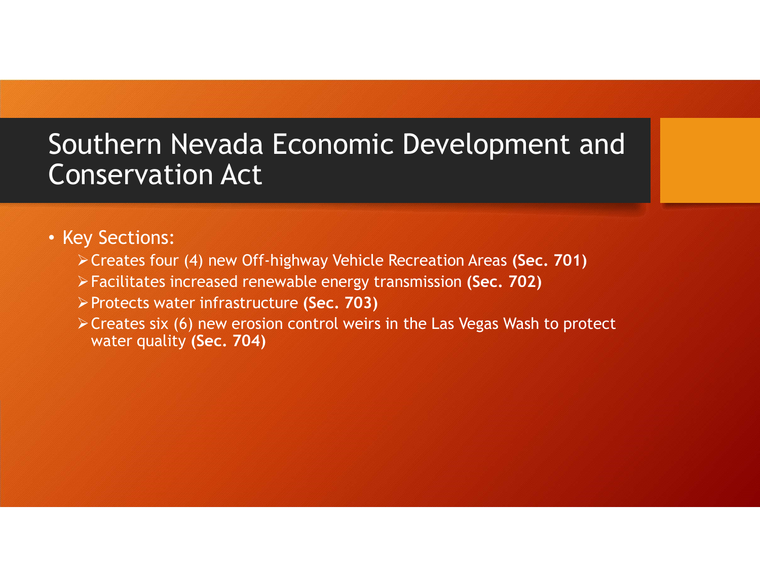# Southern Nevada Economic Development and Conservation Act

- Key Sections:
  - Creates four (4) new Off-highway Vehicle Recreation Areas **(Sec. 701)**
  - Facilitates increased renewable energy transmission **(Sec. 702)**
  - Protects water infrastructure **(Sec. 703)**
  - Creates six (6) new erosion control weirs in the Las Vegas Wash to protect water quality **(Sec. 704)**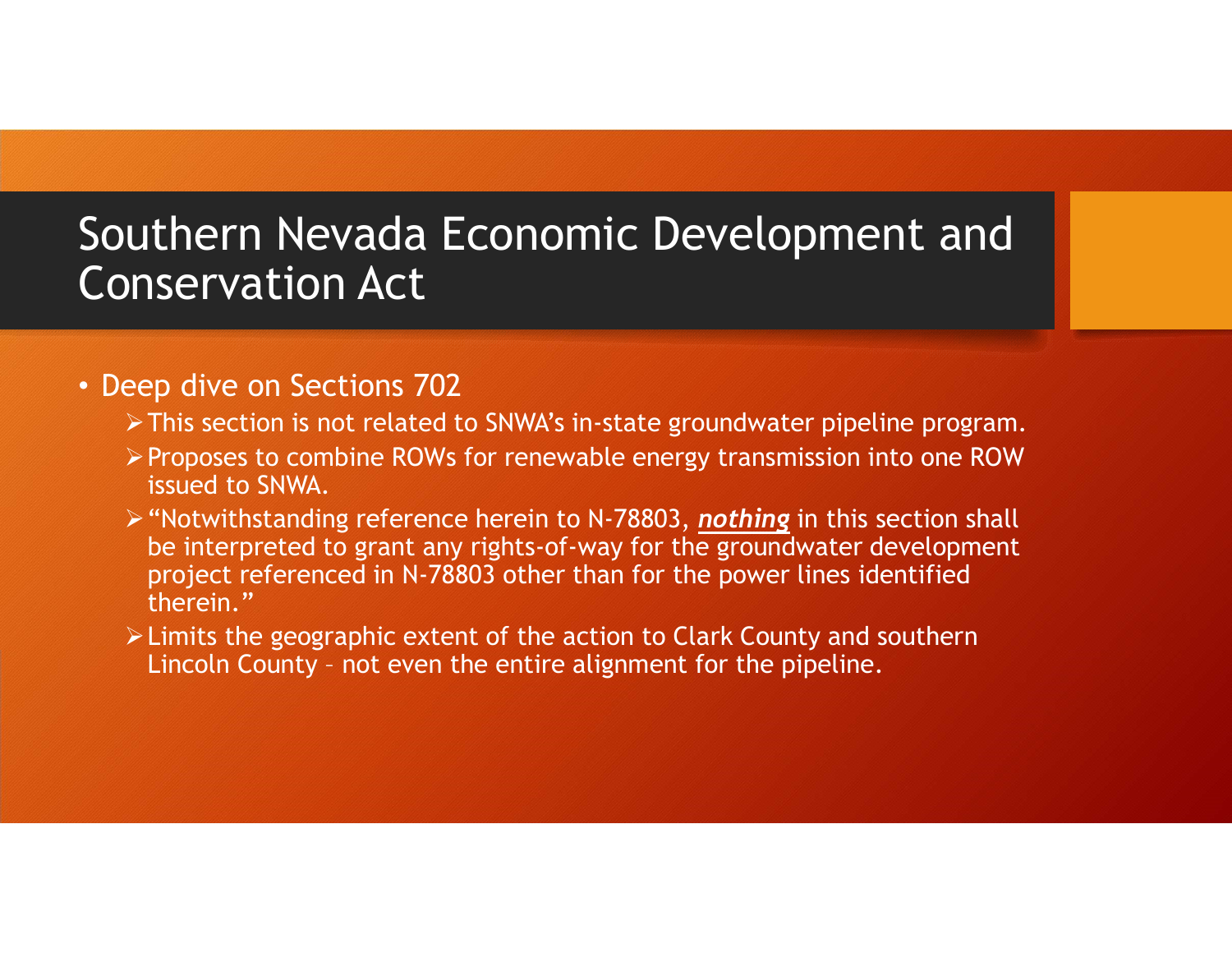# Southern Nevada Economic Development and Conservation Act

- Deep dive on Sections 702
  - This section is not related to SNWA's in-state groundwater pipeline program.
  - Proposes to combine ROWs for renewable energy transmission into one ROW issued to SNWA.
  - "Notwithstanding reference herein to N-78803, ***<u>nothing</u>*** in this section shall be interpreted to grant any rights-of-way for the groundwater development project referenced in N-78803 other than for the power lines identified therein."
  - Limits the geographic extent of the action to Clark County and southern Lincoln County – not even the entire alignment for the pipeline.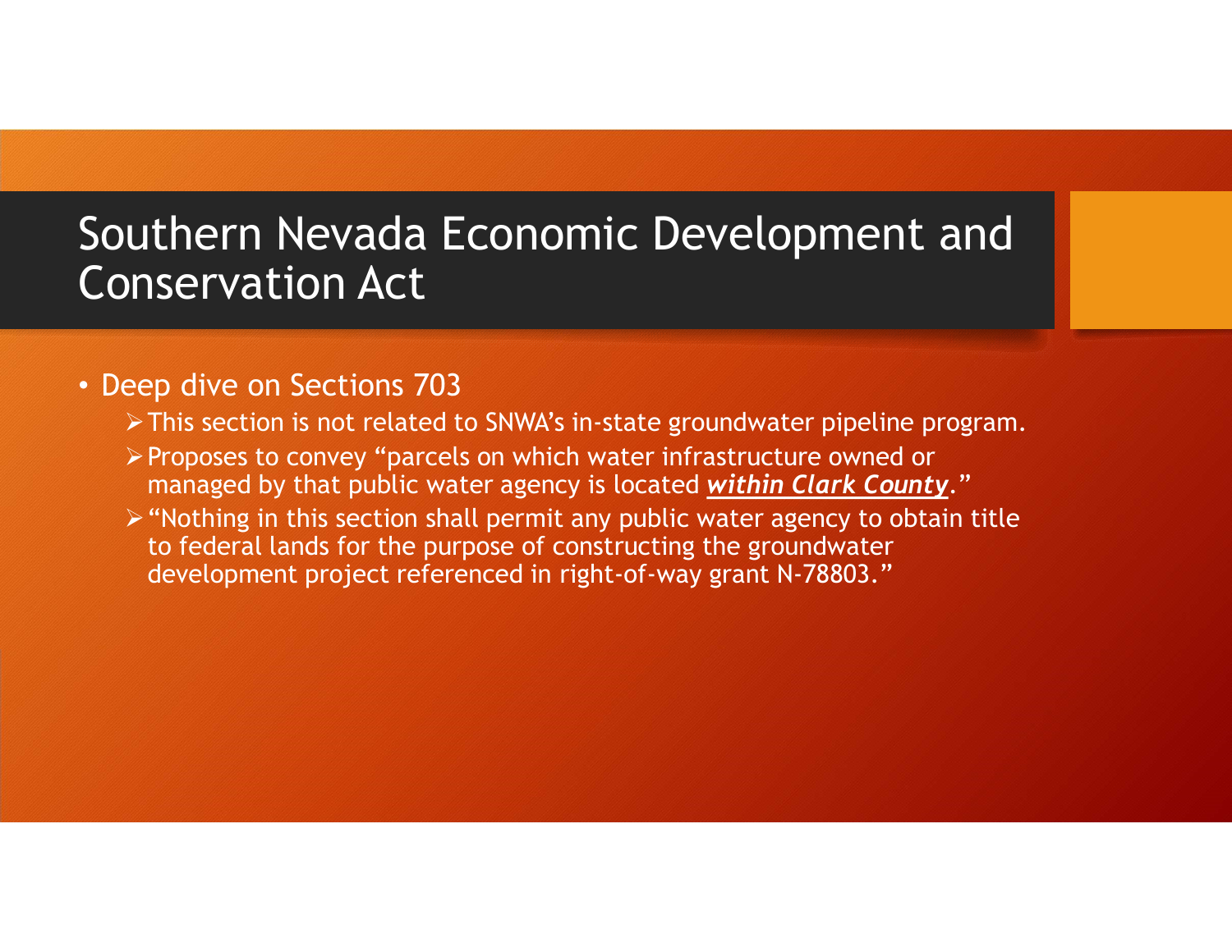# Southern Nevada Economic Development and Conservation Act

- Deep dive on Sections 703
  - This section is not related to SNWA's in-state groundwater pipeline program.
  - Proposes to convey "parcels on which water infrastructure owned or managed by that public water agency is located ***within Clark County***."
  - "Nothing in this section shall permit any public water agency to obtain title to federal lands for the purpose of constructing the groundwater development project referenced in right-of-way grant N-78803."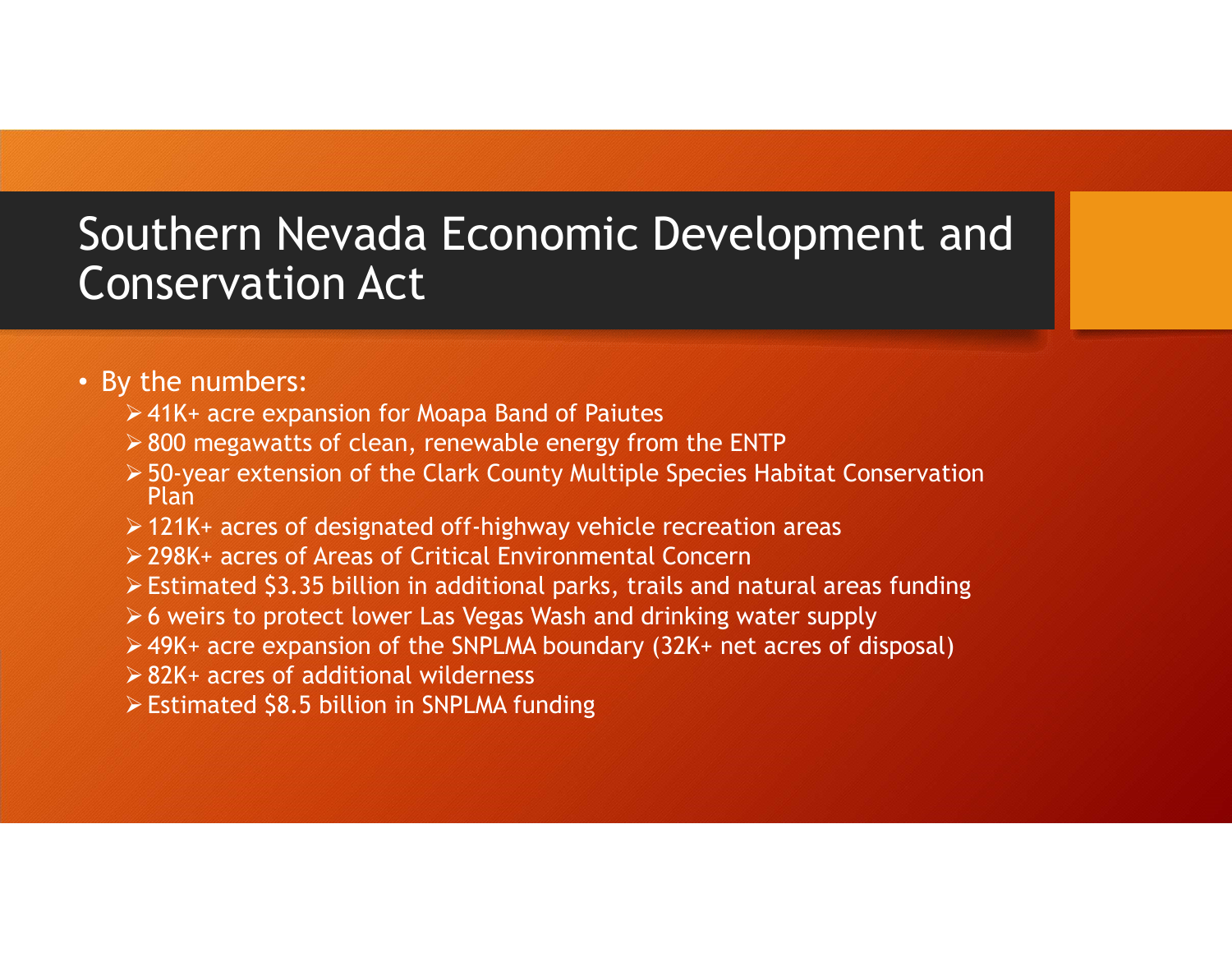# Southern Nevada Economic Development and Conservation Act

- By the numbers:
  - 41K+ acre expansion for Moapa Band of Paiutes
  - 800 megawatts of clean, renewable energy from the ENTP
  - 50-year extension of the Clark County Multiple Species Habitat Conservation Plan
  - 121K+ acres of designated off-highway vehicle recreation areas
  - 298K+ acres of Areas of Critical Environmental Concern
  - Estimated $3.35 billion in additional parks, trails and natural areas funding
  - 6 weirs to protect lower Las Vegas Wash and drinking water supply
  - 49K+ acre expansion of the SNPLMA boundary (32K+ net acres of disposal)
  - 82K+ acres of additional wilderness
  - Estimated $8.5 billion in SNPLMA funding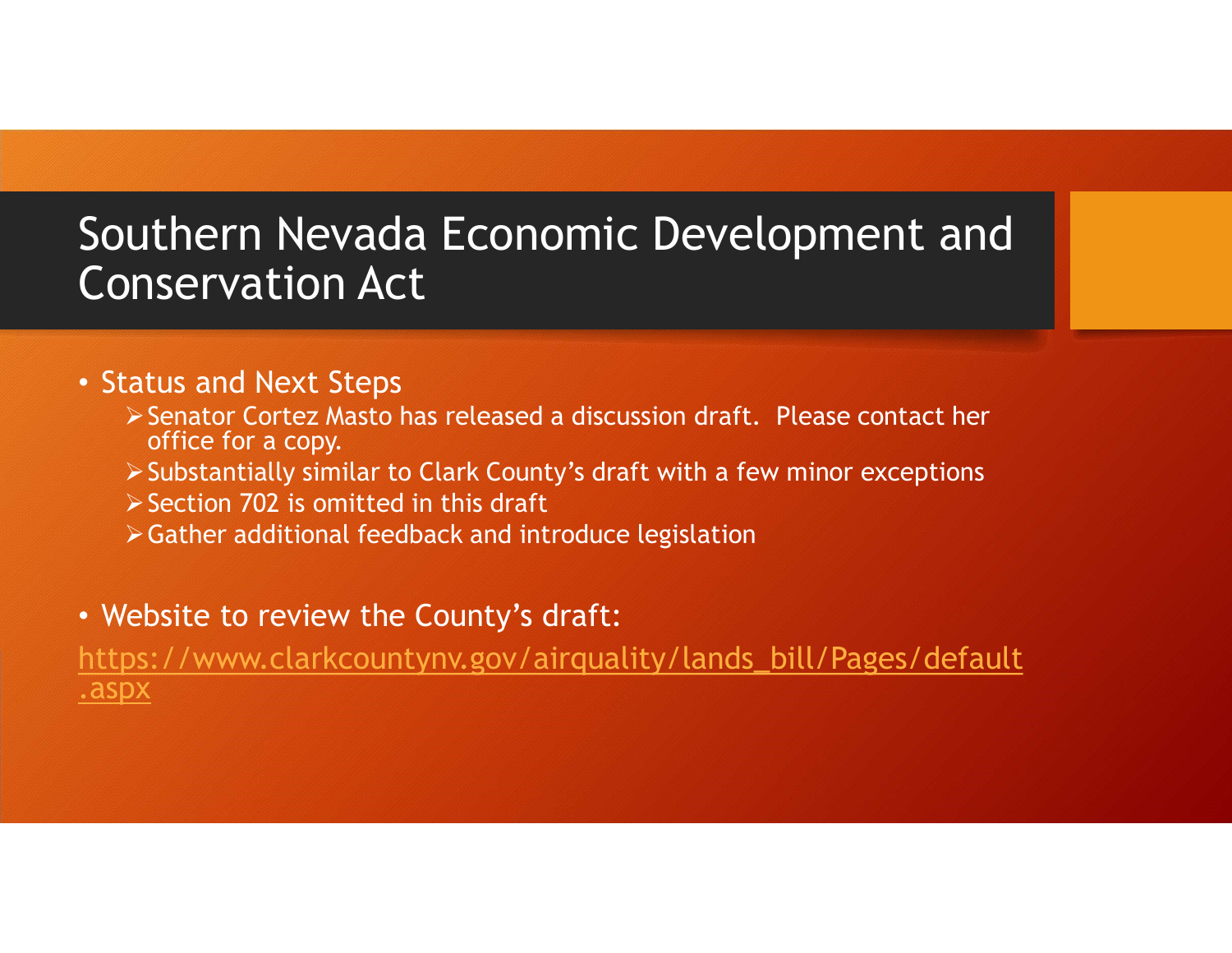# Southern Nevada Economic Development and Conservation Act

- Status and Next Steps
  - Senator Cortez Masto has released a discussion draft. Please contact her office for a copy.
  - Substantially similar to Clark County's draft with a few minor exceptions
  - Section 702 is omitted in this draft
  - Gather additional feedback and introduce legislation

- Website to review the County's draft:

https://www.clarkcountynv.gov/airquality/lands_bill/Pages/default.aspx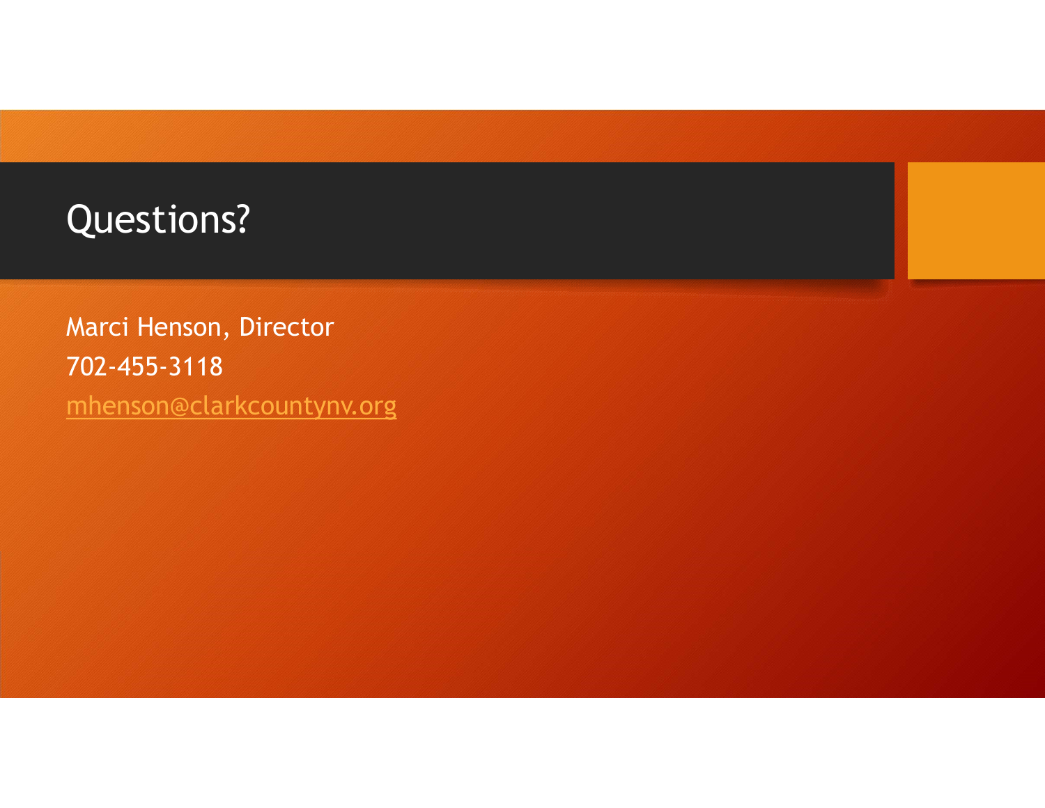# Questions?

Marci Henson, Director

702-455-3118

mhenson@clarkcountynv.org